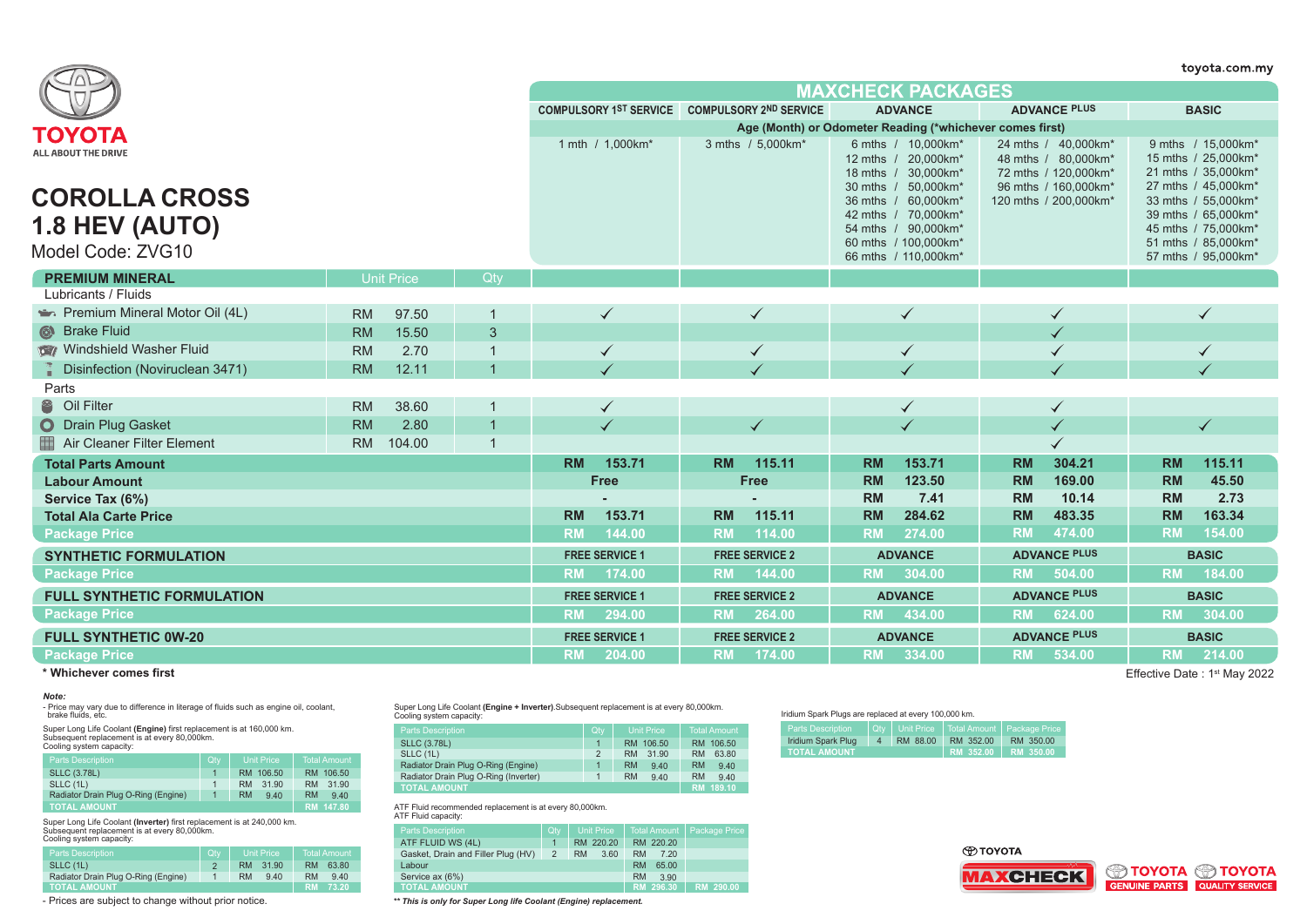toyota.com.my

TOYOTA
ALL ABOUT THE DRIVE

# COROLLA CROSS 1.8 HEV (AUTO)

Model Code: ZVG10

| | | | MAXCHECK PACKAGES | | | | |
|---|---|---|---|---|---|---|---|
| | | | COMPULSORY 1ST SERVICE | COMPULSORY 2ND SERVICE | ADVANCE | ADVANCE PLUS | BASIC |
| | | | Age (Month) or Odometer Reading (*whichever comes first) | | | | |
| | | | 1 mth / 1,000km* | 3 mths / 5,000km* | 6 mths / 10,000km*<br>12 mths / 20,000km*<br>18 mths / 30,000km*<br>30 mths / 50,000km*<br>36 mths / 60,000km*<br>42 mths / 70,000km*<br>54 mths / 90,000km*<br>60 mths / 100,000km*<br>66 mths / 110,000km* | 24 mths / 40,000km*<br>48 mths / 80,000km*<br>72 mths / 120,000km*<br>96 mths / 160,000km*<br>120 mths / 200,000km* | 9 mths / 15,000km*<br>15 mths / 25,000km*<br>21 mths / 35,000km*<br>27 mths / 45,000km*<br>33 mths / 55,000km*<br>39 mths / 65,000km*<br>45 mths / 75,000km*<br>51 mths / 85,000km*<br>57 mths / 95,000km* |
| **PREMIUM MINERAL** | Unit Price | Qty | | | | | |
| Lubricants / Fluids | | | | | | | |
| Premium Mineral Motor Oil (4L) | RM 97.50 | 1 | ✓ | ✓ | ✓ | ✓ | ✓ |
| Brake Fluid | RM 15.50 | 3 | | | | ✓ | |
| Windshield Washer Fluid | RM 2.70 | 1 | ✓ | ✓ | ✓ | ✓ | ✓ |
| Disinfection (Noviruclean 3471) | RM 12.11 | 1 | ✓ | ✓ | ✓ | ✓ | ✓ |
| Parts | | | | | | | |
| Oil Filter | RM 38.60 | 1 | ✓ | | ✓ | ✓ | |
| Drain Plug Gasket | RM 2.80 | 1 | ✓ | ✓ | ✓ | ✓ | ✓ |
| Air Cleaner Filter Element | RM 104.00 | 1 | | | | ✓ | |
| **Total Parts Amount** | | | RM 153.71 | RM 115.11 | RM 153.71 | RM 304.21 | RM 115.11 |
| **Labour Amount** | | | Free | Free | RM 123.50 | RM 169.00 | RM 45.50 |
| **Service Tax (6%)** | | | - | - | RM 7.41 | RM 10.14 | RM 2.73 |
| **Total Ala Carte Price** | | | RM 153.71 | RM 115.11 | RM 284.62 | RM 483.35 | RM 163.34 |
| **Package Price** | | | RM 144.00 | RM 114.00 | RM 274.00 | RM 474.00 | RM 154.00 |
| **SYNTHETIC FORMULATION** | | | FREE SERVICE 1 | FREE SERVICE 2 | ADVANCE | ADVANCE PLUS | BASIC |
| **Package Price** | | | RM 174.00 | RM 144.00 | RM 304.00 | RM 504.00 | RM 184.00 |
| **FULL SYNTHETIC FORMULATION** | | | FREE SERVICE 1 | FREE SERVICE 2 | ADVANCE | ADVANCE PLUS | BASIC |
| **Package Price** | | | RM 294.00 | RM 264.00 | RM 434.00 | RM 624.00 | RM 304.00 |
| **FULL SYNTHETIC 0W-20** | | | FREE SERVICE 1 | FREE SERVICE 2 | ADVANCE | ADVANCE PLUS | BASIC |
| **Package Price** | | | RM 204.00 | RM 174.00 | RM 334.00 | RM 534.00 | RM 214.00 |

**\* Whichever comes first**

Effective Date : 1st May 2022

***Note:***

- Price may vary due to difference in literage of fluids such as engine oil, coolant, brake fluids, etc.

Super Long Life Coolant **(Engine)** first replacement is at 160,000 km.
Subsequent replacement is at every 80,000km.
Cooling system capacity:

| Parts Description | Qty | Unit Price | Total Amount |
|---|---|---|---|
| SLLC (3.78L) | 1 | RM 106.50 | RM 106.50 |
| SLLC (1L) | 1 | RM 31.90 | RM 31.90 |
| Radiator Drain Plug O-Ring (Engine) | 1 | RM 9.40 | RM 9.40 |
| **TOTAL AMOUNT** | | | **RM 147.80** |

Super Long Life Coolant **(Inverter)** first replacement is at 240,000 km.
Subsequent replacement is at every 80,000km.
Cooling system capacity:

| Parts Description | Qty | Unit Price | Total Amount |
|---|---|---|---|
| SLLC (1L) | 2 | RM 31.90 | RM 63.80 |
| Radiator Drain Plug O-Ring (Engine) | 1 | RM 9.40 | RM 9.40 |
| **TOTAL AMOUNT** | | | **RM 73.20** |

- Prices are subject to change without prior notice.

Super Long Life Coolant **(Engine + Inverter)**.Subsequent replacement is at every 80,000km.
Cooling system capacity:

| Parts Description | Qty | Unit Price | Total Amount |
|---|---|---|---|
| SLLC (3.78L) | 1 | RM 106.50 | RM 106.50 |
| SLLC (1L) | 2 | RM 31.90 | RM 63.80 |
| Radiator Drain Plug O-Ring (Engine) | 1 | RM 9.40 | RM 9.40 |
| Radiator Drain Plug O-Ring (Inverter) | 1 | RM 9.40 | RM 9.40 |
| **TOTAL AMOUNT** | | | **RM 189.10** |

ATF Fluid recommended replacement is at every 80,000km.
ATF Fluid capacity:

| Parts Description | Qty | Unit Price | Total Amount | Package Price |
|---|---|---|---|---|
| ATF FLUID WS (4L) | 1 | RM 220.20 | RM 220.20 | |
| Gasket, Drain and Filler Plug (HV) | 2 | RM 3.60 | RM 7.20 | |
| Labour | | | RM 65.00 | |
| Service ax (6%) | | | RM 3.90 | |
| **TOTAL AMOUNT** | | | **RM 296.30** | **RM 290.00** |

***\*\* This is only for Super Long life Coolant (Engine) replacement.***

Iridium Spark Plugs are replaced at every 100,000 km.

| Parts Description | Qty | Unit Price | Total Amount | Package Price |
|---|---|---|---|---|
| Iridium Spark Plug | 4 | RM 88.00 | RM 352.00 | RM 350.00 |
| **TOTAL AMOUNT** | | | **RM 352.00** | **RM 350.00** |

TOYOTA MAXCHECK | TOYOTA GENUINE PARTS | TOYOTA QUALITY SERVICE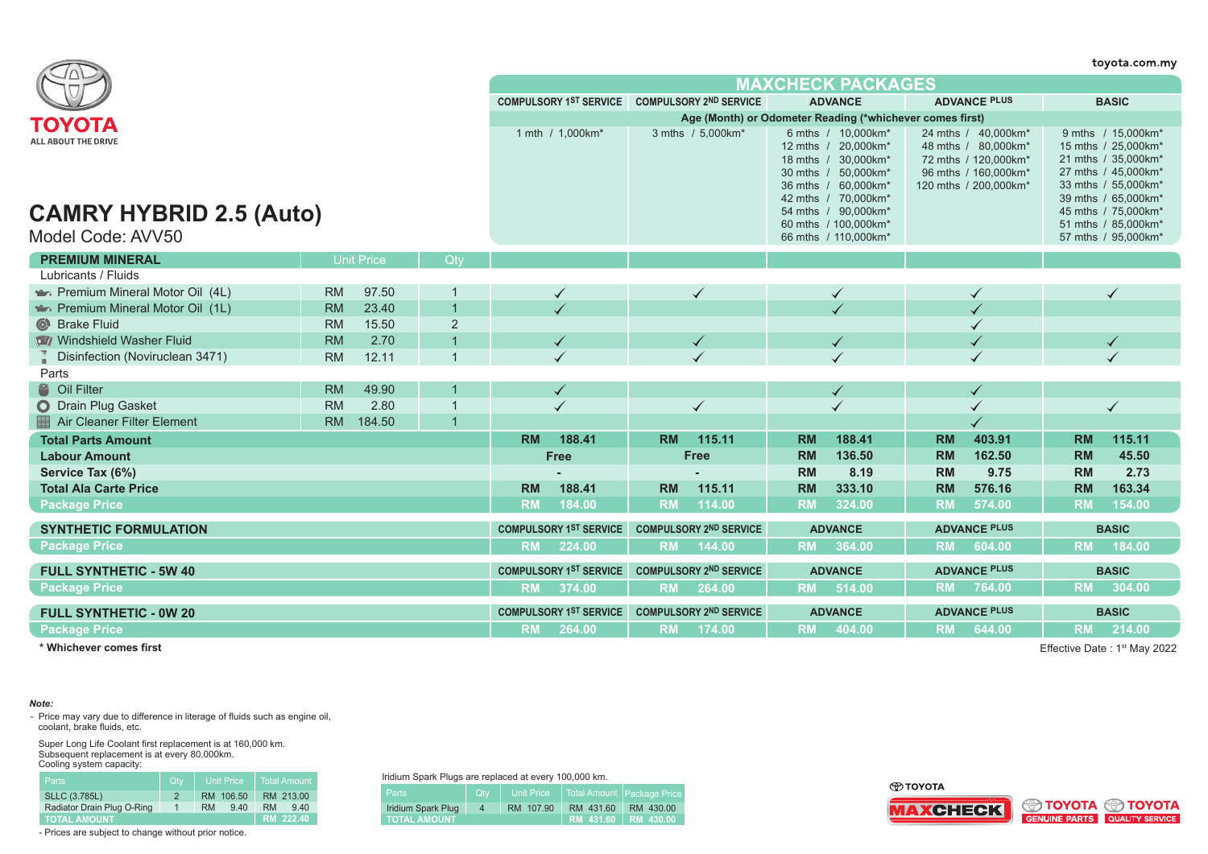toyota.com.my

TOYOTA
ALL ABOUT THE DRIVE

# CAMRY HYBRID 2.5 (Auto)

Model Code: AVV50

| | | | MAXCHECK PACKAGES | | | | |
|---|---|---|---|---|---|---|---|
| | | | COMPULSORY 1ST SERVICE | COMPULSORY 2ND SERVICE | ADVANCE | ADVANCE PLUS | BASIC |
| | | | Age (Month) or Odometer Reading (*whichever comes first) | | | | |
| | | | 1 mth / 1,000km* | 3 mths / 5,000km* | 6 mths / 10,000km*<br>12 mths / 20,000km*<br>18 mths / 30,000km*<br>30 mths / 50,000km*<br>36 mths / 60,000km*<br>42 mths / 70,000km*<br>54 mths / 90,000km*<br>60 mths / 100,000km*<br>66 mths / 110,000km* | 24 mths / 40,000km*<br>48 mths / 80,000km*<br>72 mths / 120,000km*<br>96 mths / 160,000km*<br>120 mths / 200,000km* | 9 mths / 15,000km*<br>15 mths / 25,000km*<br>21 mths / 35,000km*<br>27 mths / 45,000km*<br>33 mths / 55,000km*<br>39 mths / 65,000km*<br>45 mths / 75,000km*<br>51 mths / 85,000km*<br>57 mths / 95,000km* |
| **PREMIUM MINERAL** | Unit Price | Qty | | | | | |
| Lubricants / Fluids | | | | | | | |
| Premium Mineral Motor Oil (4L) | RM 97.50 | 1 | ✓ | ✓ | ✓ | ✓ | ✓ |
| Premium Mineral Motor Oil (1L) | RM 23.40 | 1 | ✓ | | ✓ | ✓ | |
| Brake Fluid | RM 15.50 | 2 | | | | ✓ | |
| Windshield Washer Fluid | RM 2.70 | 1 | ✓ | ✓ | ✓ | ✓ | ✓ |
| Disinfection (Noviruclean 3471) | RM 12.11 | 1 | ✓ | ✓ | ✓ | ✓ | ✓ |
| Parts | | | | | | | |
| Oil Filter | RM 49.90 | 1 | ✓ | | ✓ | ✓ | |
| Drain Plug Gasket | RM 2.80 | 1 | ✓ | ✓ | ✓ | ✓ | ✓ |
| Air Cleaner Filter Element | RM 184.50 | 1 | | | | ✓ | |
| **Total Parts Amount** | | | RM 188.41 | RM 115.11 | RM 188.41 | RM 403.91 | RM 115.11 |
| **Labour Amount** | | | Free | Free | RM 136.50 | RM 162.50 | RM 45.50 |
| **Service Tax (6%)** | | | - | - | RM 8.19 | RM 9.75 | RM 2.73 |
| **Total Ala Carte Price** | | | RM 188.41 | RM 115.11 | RM 333.10 | RM 576.16 | RM 163.34 |
| **Package Price** | | | RM 184.00 | RM 114.00 | RM 324.00 | RM 574.00 | RM 154.00 |

| | COMPULSORY 1ST SERVICE | COMPULSORY 2ND SERVICE | ADVANCE | ADVANCE PLUS | BASIC |
|---|---|---|---|---|---|
| **SYNTHETIC FORMULATION** Package Price | RM 224.00 | RM 144.00 | RM 364.00 | RM 604.00 | RM 184.00 |
| **FULL SYNTHETIC - 5W 40** Package Price | RM 374.00 | RM 264.00 | RM 514.00 | RM 764.00 | RM 304.00 |
| **FULL SYNTHETIC - 0W 20** Package Price | RM 264.00 | RM 174.00 | RM 404.00 | RM 644.00 | RM 214.00 |

**\* Whichever comes first**

Effective Date : 1st May 2022

***Note:***

- Price may vary due to difference in literage of fluids such as engine oil, coolant, brake fluids, etc.

Super Long Life Coolant first replacement is at 160,000 km.
Subsequent replacement is at every 80,000km.
Cooling system capacity:

| Parts | Qty | Unit Price | Total Amount |
|---|---|---|---|
| SLLC (3.785L) | 2 | RM 106.50 | RM 213.00 |
| Radiator Drain Plug O-Ring | 1 | RM 9.40 | RM 9.40 |
| TOTAL AMOUNT | | | RM 222.40 |

- Prices are subject to change without prior notice.

Iridium Spark Plugs are replaced at every 100,000 km.

| Parts | Qty | Unit Price | Total Amount | Package Price |
|---|---|---|---|---|
| Iridium Spark Plug | 4 | RM 107.90 | RM 431.60 | RM 430.00 |
| TOTAL AMOUNT | | | RM 431.60 | RM 430.00 |

TOYOTA MAXCHECK | TOYOTA GENUINE PARTS | TOYOTA QUALITY SERVICE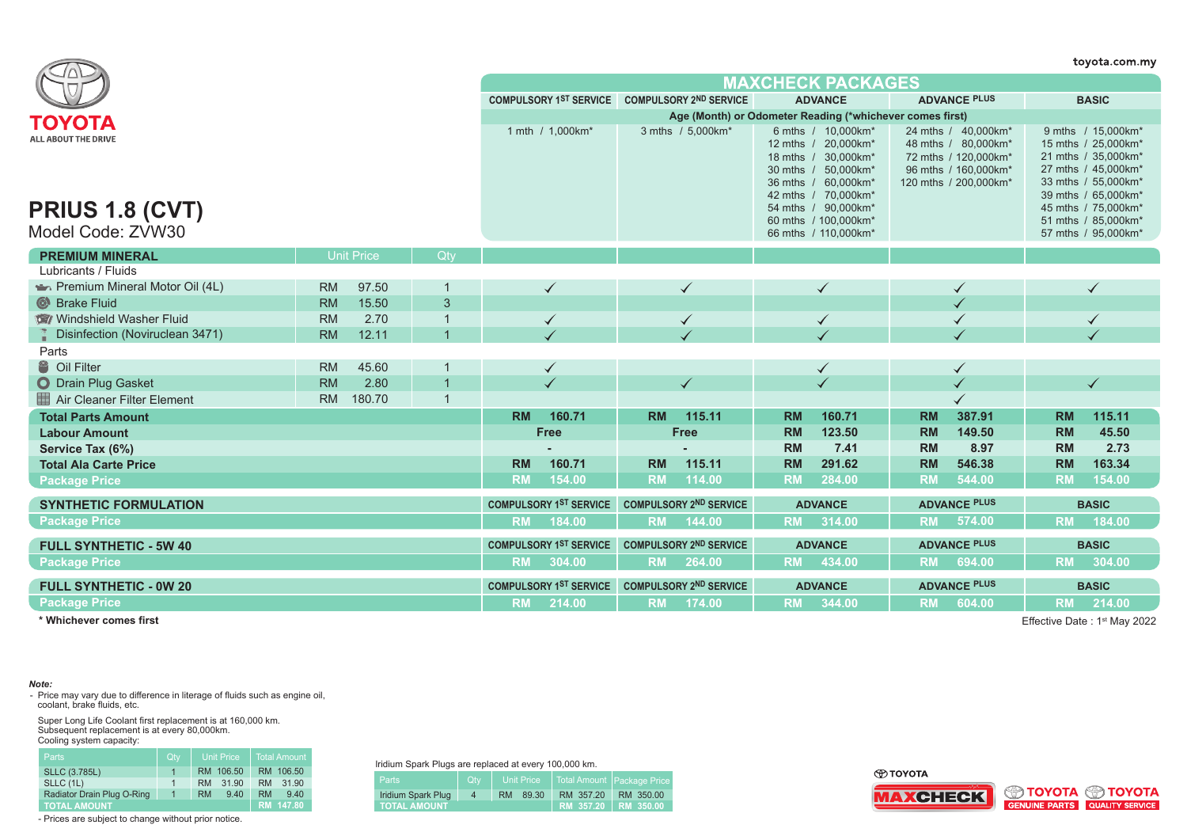toyota.com.my

TOYOTA
ALL ABOUT THE DRIVE

# PRIUS 1.8 (CVT)

Model Code: ZVW30

## MAXCHECK PACKAGES

| | COMPULSORY 1ST SERVICE | COMPULSORY 2ND SERVICE | ADVANCE | ADVANCE PLUS | BASIC |
|---|---|---|---|---|---|
| Age (Month) or Odometer Reading (*whichever comes first) | 1 mth / 1,000km* | 3 mths / 5,000km* | 6 mths / 10,000km*<br>12 mths / 20,000km*<br>18 mths / 30,000km*<br>30 mths / 50,000km*<br>36 mths / 60,000km*<br>42 mths / 70,000km*<br>54 mths / 90,000km*<br>60 mths / 100,000km*<br>66 mths / 110,000km* | 24 mths / 40,000km*<br>48 mths / 80,000km*<br>72 mths / 120,000km*<br>96 mths / 160,000km*<br>120 mths / 200,000km* | 9 mths / 15,000km*<br>15 mths / 25,000km*<br>21 mths / 35,000km*<br>27 mths / 45,000km*<br>33 mths / 55,000km*<br>39 mths / 65,000km*<br>45 mths / 75,000km*<br>51 mths / 85,000km*<br>57 mths / 95,000km* |

| PREMIUM MINERAL | Unit Price | Qty | COMPULSORY 1ST SERVICE | COMPULSORY 2ND SERVICE | ADVANCE | ADVANCE PLUS | BASIC |
|---|---|---|---|---|---|---|---|
| **Lubricants / Fluids** | | | | | | | |
| Premium Mineral Motor Oil (4L) | RM 97.50 | 1 | ✓ | ✓ | ✓ | ✓ | ✓ |
| Brake Fluid | RM 15.50 | 3 | | | | ✓ | |
| Windshield Washer Fluid | RM 2.70 | 1 | ✓ | ✓ | ✓ | ✓ | ✓ |
| Disinfection (Noviruclean 3471) | RM 12.11 | 1 | ✓ | ✓ | ✓ | ✓ | ✓ |
| **Parts** | | | | | | | |
| Oil Filter | RM 45.60 | 1 | ✓ | | ✓ | ✓ | |
| Drain Plug Gasket | RM 2.80 | 1 | ✓ | ✓ | ✓ | ✓ | ✓ |
| Air Cleaner Filter Element | RM 180.70 | 1 | | | | ✓ | |
| **Total Parts Amount** | | | RM 160.71 | RM 115.11 | RM 160.71 | RM 387.91 | RM 115.11 |
| **Labour Amount** | | | Free | Free | RM 123.50 | RM 149.50 | RM 45.50 |
| **Service Tax (6%)** | | | - | - | RM 7.41 | RM 8.97 | RM 2.73 |
| **Total Ala Carte Price** | | | RM 160.71 | RM 115.11 | RM 291.62 | RM 546.38 | RM 163.34 |
| **Package Price** | | | RM 154.00 | RM 114.00 | RM 284.00 | RM 544.00 | RM 154.00 |

| SYNTHETIC FORMULATION | COMPULSORY 1ST SERVICE | COMPULSORY 2ND SERVICE | ADVANCE | ADVANCE PLUS | BASIC |
|---|---|---|---|---|---|
| Package Price | RM 184.00 | RM 144.00 | RM 314.00 | RM 574.00 | RM 184.00 |

| FULL SYNTHETIC - 5W 40 | COMPULSORY 1ST SERVICE | COMPULSORY 2ND SERVICE | ADVANCE | ADVANCE PLUS | BASIC |
|---|---|---|---|---|---|
| Package Price | RM 304.00 | RM 264.00 | RM 434.00 | RM 694.00 | RM 304.00 |

| FULL SYNTHETIC - 0W 20 | COMPULSORY 1ST SERVICE | COMPULSORY 2ND SERVICE | ADVANCE | ADVANCE PLUS | BASIC |
|---|---|---|---|---|---|
| Package Price | RM 214.00 | RM 174.00 | RM 344.00 | RM 604.00 | RM 214.00 |

**\* Whichever comes first**

Effective Date : 1st May 2022

***Note:***

- Price may vary due to difference in literage of fluids such as engine oil, coolant, brake fluids, etc.

Super Long Life Coolant first replacement is at 160,000 km.
Subsequent replacement is at every 80,000km.
Cooling system capacity:

| Parts | Qty | Unit Price | Total Amount |
|---|---|---|---|
| SLLC (3.785L) | 1 | RM 106.50 | RM 106.50 |
| SLLC (1L) | 1 | RM 31.90 | RM 31.90 |
| Radiator Drain Plug O-Ring | 1 | RM 9.40 | RM 9.40 |
| TOTAL AMOUNT | | | RM 147.80 |

- Prices are subject to change without prior notice.

Iridium Spark Plugs are replaced at every 100,000 km.

| Parts | Qty | Unit Price | Total Amount | Package Price |
|---|---|---|---|---|
| Iridium Spark Plug | 4 | RM 89.30 | RM 357.20 | RM 350.00 |
| TOTAL AMOUNT | | | RM 357.20 | RM 350.00 |

TOYOTA MAXCHECK | TOYOTA GENUINE PARTS | TOYOTA QUALITY SERVICE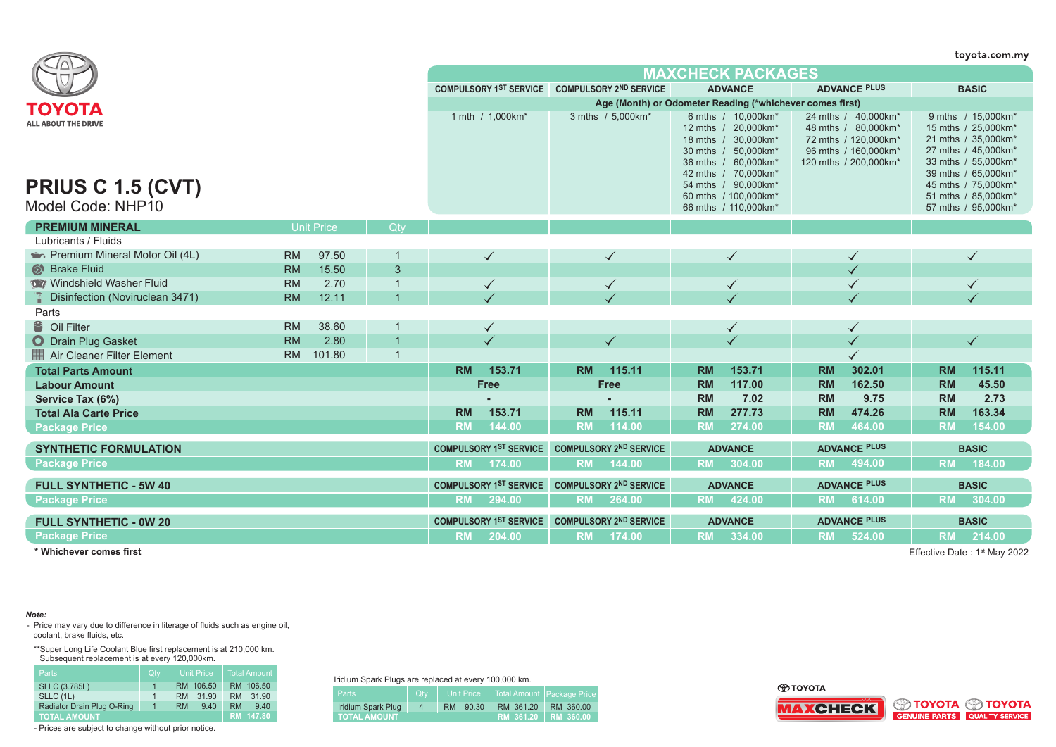toyota.com.my

TOYOTA
ALL ABOUT THE DRIVE

# PRIUS C 1.5 (CVT)

Model Code: NHP10

## MAXCHECK PACKAGES

| PREMIUM MINERAL | Unit Price | Qty | COMPULSORY 1ST SERVICE | COMPULSORY 2ND SERVICE | ADVANCE | ADVANCE PLUS | BASIC |
|---|---|---|---|---|---|---|---|
| Age (Month) or Odometer Reading (*whichever comes first) | | | 1 mth / 1,000km* | 3 mths / 5,000km* | 6 mths / 10,000km*<br>12 mths / 20,000km*<br>18 mths / 30,000km*<br>30 mths / 50,000km*<br>36 mths / 60,000km*<br>42 mths / 70,000km*<br>54 mths / 90,000km*<br>60 mths / 100,000km*<br>66 mths / 110,000km* | 24 mths / 40,000km*<br>48 mths / 80,000km*<br>72 mths / 120,000km*<br>96 mths / 160,000km*<br>120 mths / 200,000km* | 9 mths / 15,000km*<br>15 mths / 25,000km*<br>21 mths / 35,000km*<br>27 mths / 45,000km*<br>33 mths / 55,000km*<br>39 mths / 65,000km*<br>45 mths / 75,000km*<br>51 mths / 85,000km*<br>57 mths / 95,000km* |
| Lubricants / Fluids | | | | | | | |
| Premium Mineral Motor Oil (4L) | RM 97.50 | 1 | ✓ | ✓ | ✓ | ✓ | ✓ |
| Brake Fluid | RM 15.50 | 3 | | | | ✓ | |
| Windshield Washer Fluid | RM 2.70 | 1 | ✓ | ✓ | ✓ | ✓ | ✓ |
| Disinfection (Noviruclean 3471) | RM 12.11 | 1 | ✓ | ✓ | ✓ | ✓ | ✓ |
| Parts | | | | | | | |
| Oil Filter | RM 38.60 | 1 | ✓ | | ✓ | ✓ | |
| Drain Plug Gasket | RM 2.80 | 1 | ✓ | ✓ | ✓ | ✓ | ✓ |
| Air Cleaner Filter Element | RM 101.80 | 1 | | | | ✓ | |
| **Total Parts Amount** | | | RM 153.71 | RM 115.11 | RM 153.71 | RM 302.01 | RM 115.11 |
| **Labour Amount** | | | Free | Free | RM 117.00 | RM 162.50 | RM 45.50 |
| **Service Tax (6%)** | | | - | - | RM 7.02 | RM 9.75 | RM 2.73 |
| **Total Ala Carte Price** | | | RM 153.71 | RM 115.11 | RM 277.73 | RM 474.26 | RM 163.34 |
| **Package Price** | | | RM 144.00 | RM 114.00 | RM 274.00 | RM 464.00 | RM 154.00 |

| SYNTHETIC FORMULATION | COMPULSORY 1ST SERVICE | COMPULSORY 2ND SERVICE | ADVANCE | ADVANCE PLUS | BASIC |
|---|---|---|---|---|---|
| Package Price | RM 174.00 | RM 144.00 | RM 304.00 | RM 494.00 | RM 184.00 |

| FULL SYNTHETIC - 5W 40 | COMPULSORY 1ST SERVICE | COMPULSORY 2ND SERVICE | ADVANCE | ADVANCE PLUS | BASIC |
|---|---|---|---|---|---|
| Package Price | RM 294.00 | RM 264.00 | RM 424.00 | RM 614.00 | RM 304.00 |

| FULL SYNTHETIC - 0W 20 | COMPULSORY 1ST SERVICE | COMPULSORY 2ND SERVICE | ADVANCE | ADVANCE PLUS | BASIC |
|---|---|---|---|---|---|
| Package Price | RM 204.00 | RM 174.00 | RM 334.00 | RM 524.00 | RM 214.00 |

**\* Whichever comes first**

Effective Date : 1st May 2022

***Note:***

- Price may vary due to difference in literage of fluids such as engine oil, coolant, brake fluids, etc.

**Super Long Life Coolant Blue first replacement is at 210,000 km. Subsequent replacement is at every 120,000km.

| Parts | Qty | Unit Price | Total Amount |
|---|---|---|---|
| SLLC (3.785L) | 1 | RM 106.50 | RM 106.50 |
| SLLC (1L) | 1 | RM 31.90 | RM 31.90 |
| Radiator Drain Plug O-Ring | 1 | RM 9.40 | RM 9.40 |
| TOTAL AMOUNT | | | RM 147.80 |

- Prices are subject to change without prior notice.

Iridium Spark Plugs are replaced at every 100,000 km.

| Parts | Qty | Unit Price | Total Amount | Package Price |
|---|---|---|---|---|
| Iridium Spark Plug | 4 | RM 90.30 | RM 361.20 | RM 360.00 |
| TOTAL AMOUNT | | | RM 361.20 | RM 360.00 |

TOYOTA MAXCHECK · TOYOTA GENUINE PARTS · TOYOTA QUALITY SERVICE